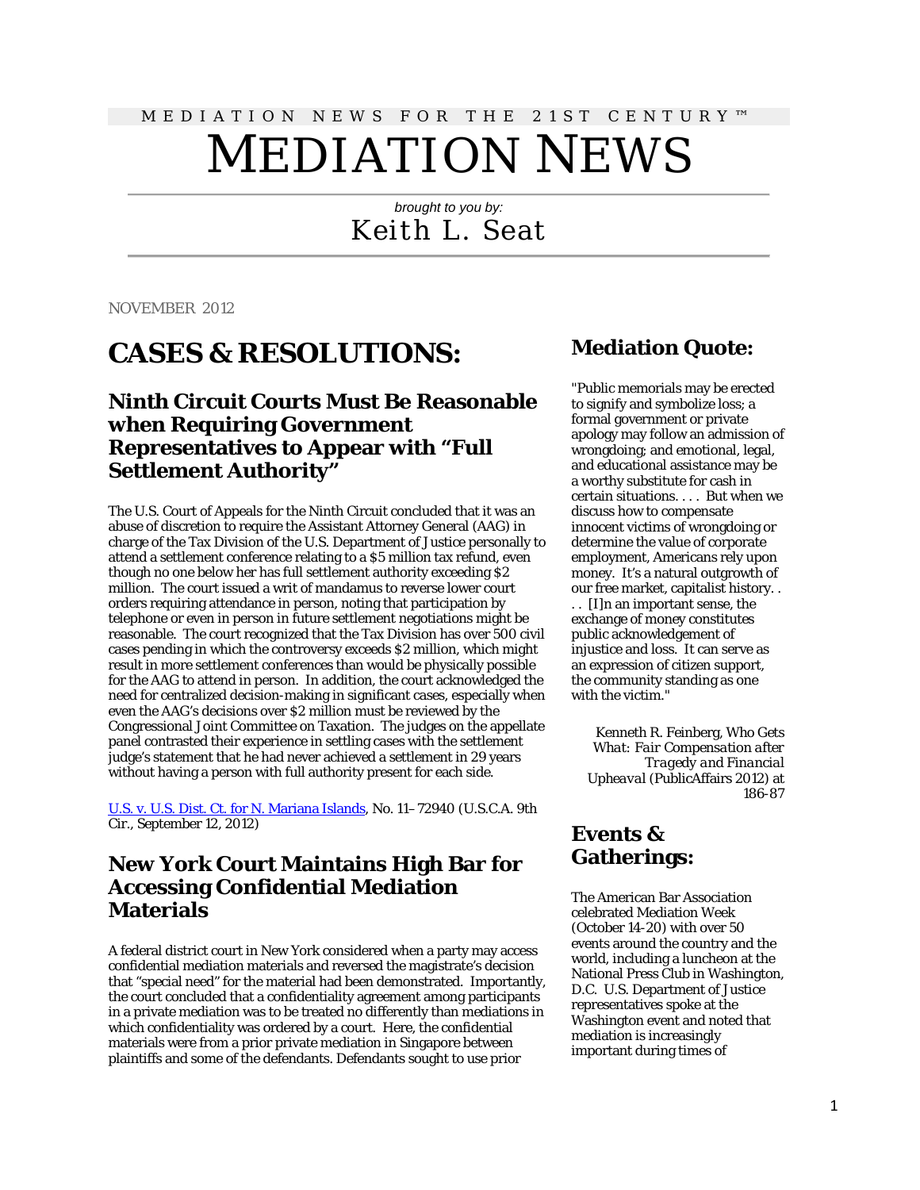MEDIATION NEWS FOR THE 21ST CENTURY ™

# MEDIATION NEWS

*brought to you by:*

Keith L. Seat

NOVEMBER 2012

# CASES & RESOLUTIONS:

## Ninth Circuit Courts Must Be Reasonable when Requiring Government Representatives to Appear with "Full Settlement Authority"

The U.S. Court of Appeals for the Ninth Circuit concluded that it was an abuse of discretion to require the Assistant Attorney General (AAG) in charge of the Tax Division of the U.S. Department of Justice personally to attend a settlement conference relating to a $5 million tax refund, even though no one below her has full settlement authority exceeding $2 million. The court issued a writ of mandamus to reverse lower court orders requiring attendance in person, noting that participation by telephone or even in person in future settlement negotiations might be reasonable. The court recognized that the Tax Division has over 500 civil cases pending in which the controversy exceeds $2 million, which might result in more settlement conferences than would be physically possible for the AAG to attend in person. In addition, the court acknowledged the need for centralized decision-making in significant cases, especially when even the AAG's decisions over $2 million must be reviewed by the Congressional Joint Committee on Taxation. The judges on the appellate panel contrasted their experience in settling cases with the settlement judge's statement that he had never achieved a settlement in 29 years without having a person with full authority present for each side.

U.S. v. U.S. Dist. Ct. for N. Mariana Islands, No. 11–72940 (U.S.C.A. 9th Cir., September 12, 2012)

## New York Court Maintains High Bar for Accessing Confidential Mediation Materials

A federal district court in New York considered when a party may access confidential mediation materials and reversed the magistrate's decision that "special need" for the material had been demonstrated. Importantly, the court concluded that a confidentiality agreement among participants in a private mediation was to be treated no differently than mediations in which confidentiality was ordered by a court. Here, the confidential materials were from a prior private mediation in Singapore between plaintiffs and some of the defendants. Defendants sought to use prior

## Mediation Quote:

"Public memorials may be erected to signify and symbolize loss; a formal government or private apology may follow an admission of wrongdoing; and emotional, legal, and educational assistance may be a worthy substitute for cash in certain situations. . . . But when we discuss how to compensate innocent victims of wrongdoing or determine the value of corporate employment, Americans rely upon money. It's a natural outgrowth of our free market, capitalist history. . . . [I]n an important sense, the exchange of money constitutes public acknowledgement of injustice and loss. It can serve as an expression of citizen support, the community standing as one with the victim."

Kenneth R. Feinberg, Who Gets *What: Fair Compensation after Tragedy and Financial Upheaval* (PublicAffairs 2012) at 186-87

## Events & Gatherings:

The American Bar Association celebrated Mediation Week (October 14-20) with over 50 events around the country and the world, including a luncheon at the National Press Club in Washington, D.C. U.S. Department of Justice representatives spoke at the Washington event and noted that mediation is increasingly important during times of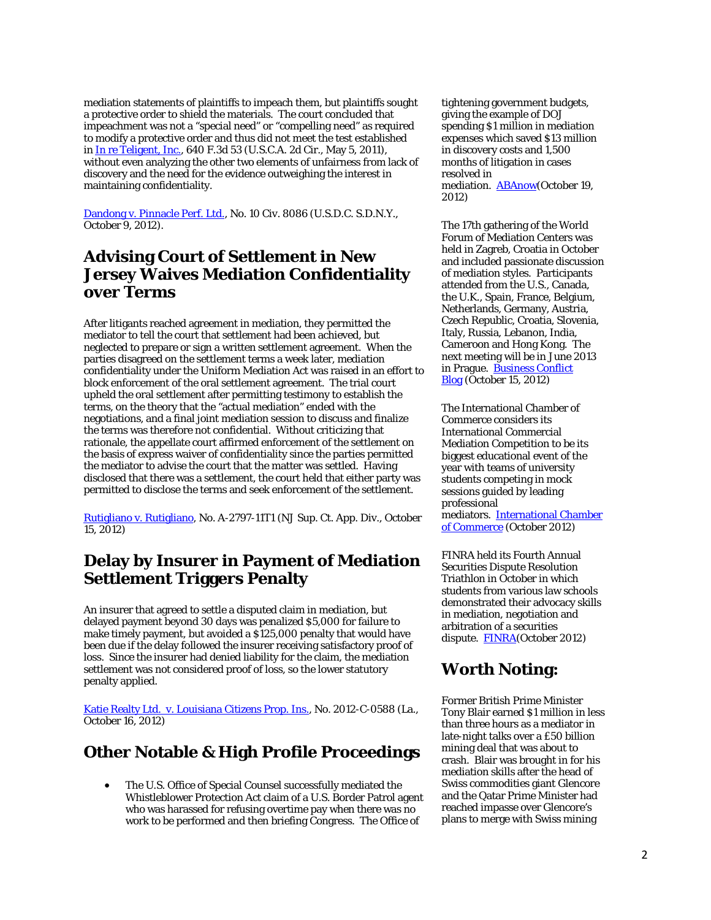mediation statements of plaintiffs to impeach them, but plaintiffs sought a protective order to shield the materials. The court concluded that impeachment was not a "special need" or "compelling need" as required to modify a protective order and thus did not meet the test established in In re Teligent, Inc., 640 F.3d 53 (U.S.C.A. 2d Cir., May 5, 2011), without even analyzing the other two elements of unfairness from lack of discovery and the need for the evidence outweighing the interest in maintaining confidentiality.

Dandong v. Pinnacle Perf. Ltd., No. 10 Civ. 8086 (U.S.D.C. S.D.N.Y., October 9, 2012).

## Advising Court of Settlement in New Jersey Waives Mediation Confidentiality over Terms

After litigants reached agreement in mediation, they permitted the mediator to tell the court that settlement had been achieved, but neglected to prepare or sign a written settlement agreement. When the parties disagreed on the settlement terms a week later, mediation confidentiality under the Uniform Mediation Act was raised in an effort to block enforcement of the oral settlement agreement. The trial court upheld the oral settlement after permitting testimony to establish the terms, on the theory that the "actual mediation" ended with the negotiations, and a final joint mediation session to discuss and finalize the terms was therefore not confidential. Without criticizing that rationale, the appellate court affirmed enforcement of the settlement on the basis of express waiver of confidentiality since the parties permitted the mediator to advise the court that the matter was settled. Having disclosed that there was a settlement, the court held that either party was permitted to disclose the terms and seek enforcement of the settlement.

Rutigliano v. Rutigliano, No. A-2797-11T1 (NJ Sup. Ct. App. Div., October 15, 2012)

## Delay by Insurer in Payment of Mediation Settlement Triggers Penalty

An insurer that agreed to settle a disputed claim in mediation, but delayed payment beyond 30 days was penalized $5,000 for failure to make timely payment, but avoided a $125,000 penalty that would have been due if the delay followed the insurer receiving satisfactory proof of loss. Since the insurer had denied liability for the claim, the mediation settlement was not considered proof of loss, so the lower statutory penalty applied.

Katie Realty Ltd. v. Louisiana Citizens Prop. Ins., No. 2012-C-0588 (La., October 16, 2012)

## Other Notable & High Profile Proceedings

- The U.S. Office of Special Counsel successfully mediated the Whistleblower Protection Act claim of a U.S. Border Patrol agent who was harassed for refusing overtime pay when there was no work to be performed and then briefing Congress. The Office of

tightening government budgets, giving the example of DOJ spending $1 million in mediation expenses which saved $13 million in discovery costs and 1,500 months of litigation in cases resolved in mediation. ABAnow(October 19, 2012)

The 17th gathering of the World Forum of Mediation Centers was held in Zagreb, Croatia in October and included passionate discussion of mediation styles. Participants attended from the U.S., Canada, the U.K., Spain, France, Belgium, Netherlands, Germany, Austria, Czech Republic, Croatia, Slovenia, Italy, Russia, Lebanon, India, Cameroon and Hong Kong. The next meeting will be in June 2013 in Prague. Business Conflict Blog (October 15, 2012)

The International Chamber of Commerce considers its International Commercial Mediation Competition to be its biggest educational event of the year with teams of university students competing in mock sessions guided by leading professional mediators. International Chamber of Commerce (October 2012)

FINRA held its Fourth Annual Securities Dispute Resolution Triathlon in October in which students from various law schools demonstrated their advocacy skills in mediation, negotiation and arbitration of a securities dispute. FINRA(October 2012)

## Worth Noting:

Former British Prime Minister Tony Blair earned $1 million in less than three hours as a mediator in late-night talks over a £50 billion mining deal that was about to crash. Blair was brought in for his mediation skills after the head of Swiss commodities giant Glencore and the Qatar Prime Minister had reached impasse over Glencore's plans to merge with Swiss mining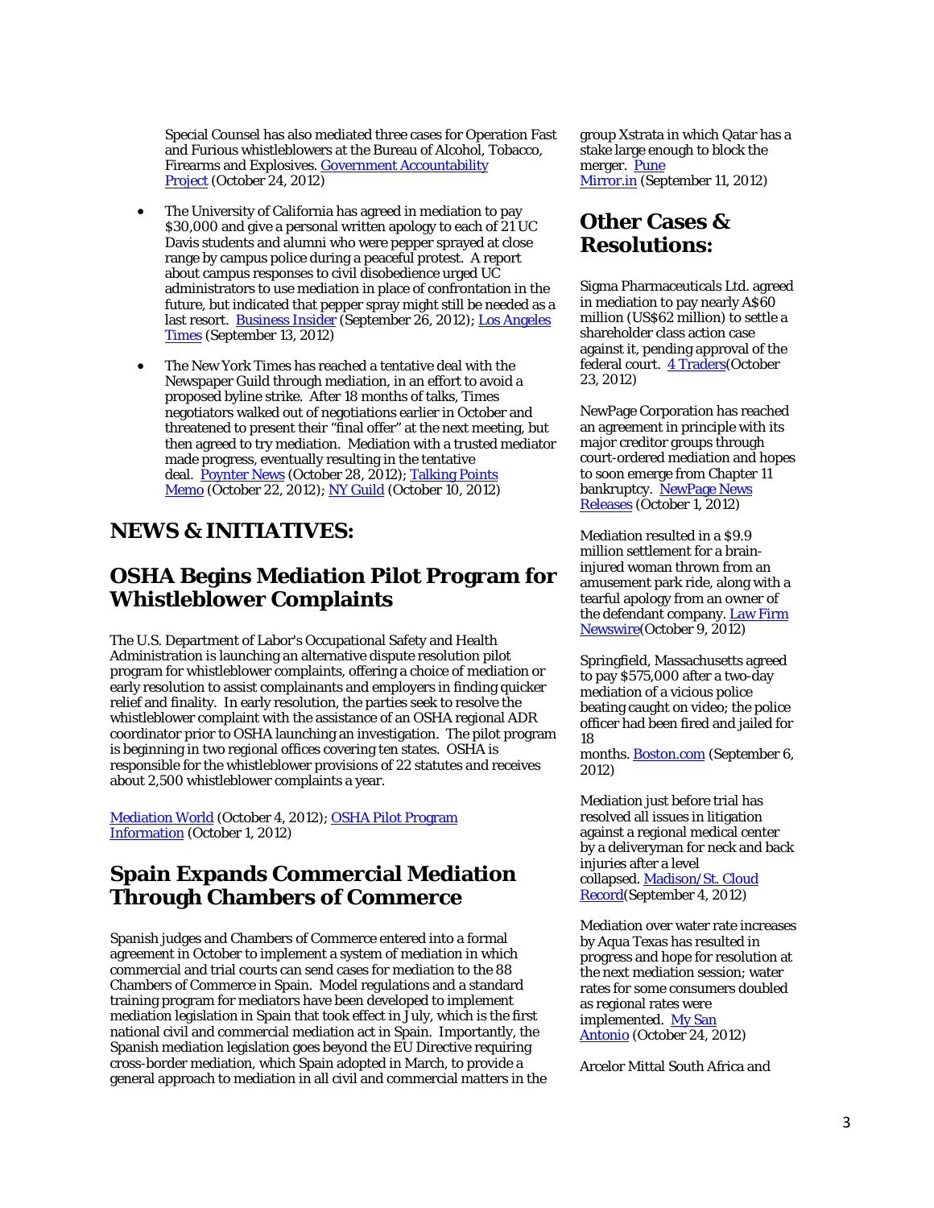Special Counsel has also mediated three cases for Operation Fast and Furious whistleblowers at the Bureau of Alcohol, Tobacco, Firearms and Explosives. Government Accountability Project (October 24, 2012)

- The University of California has agreed in mediation to pay $30,000 and give a personal written apology to each of 21 UC Davis students and alumni who were pepper sprayed at close range by campus police during a peaceful protest. A report about campus responses to civil disobedience urged UC administrators to use mediation in place of confrontation in the future, but indicated that pepper spray might still be needed as a last resort. Business Insider (September 26, 2012); Los Angeles Times (September 13, 2012)

- The New York Times has reached a tentative deal with the Newspaper Guild through mediation, in an effort to avoid a proposed byline strike. After 18 months of talks, Times negotiators walked out of negotiations earlier in October and threatened to present their "final offer" at the next meeting, but then agreed to try mediation. Mediation with a trusted mediator made progress, eventually resulting in the tentative deal. Poynter News (October 28, 2012); Talking Points Memo (October 22, 2012); NY Guild (October 10, 2012)

# NEWS & INITIATIVES:

## OSHA Begins Mediation Pilot Program for Whistleblower Complaints

The U.S. Department of Labor's Occupational Safety and Health Administration is launching an alternative dispute resolution pilot program for whistleblower complaints, offering a choice of mediation or early resolution to assist complainants and employers in finding quicker relief and finality. In early resolution, the parties seek to resolve the whistleblower complaint with the assistance of an OSHA regional ADR coordinator prior to OSHA launching an investigation. The pilot program is beginning in two regional offices covering ten states. OSHA is responsible for the whistleblower provisions of 22 statutes and receives about 2,500 whistleblower complaints a year.

Mediation World (October 4, 2012); OSHA Pilot Program Information (October 1, 2012)

## Spain Expands Commercial Mediation Through Chambers of Commerce

Spanish judges and Chambers of Commerce entered into a formal agreement in October to implement a system of mediation in which commercial and trial courts can send cases for mediation to the 88 Chambers of Commerce in Spain. Model regulations and a standard training program for mediators have been developed to implement mediation legislation in Spain that took effect in July, which is the first national civil and commercial mediation act in Spain. Importantly, the Spanish mediation legislation goes beyond the EU Directive requiring cross-border mediation, which Spain adopted in March, to provide a general approach to mediation in all civil and commercial matters in the

group Xstrata in which Qatar has a stake large enough to block the merger. Pune Mirror.in (September 11, 2012)

## Other Cases & Resolutions:

Sigma Pharmaceuticals Ltd. agreed in mediation to pay nearly A$60 million (US$62 million) to settle a shareholder class action case against it, pending approval of the federal court. 4 Traders(October 23, 2012)

NewPage Corporation has reached an agreement in principle with its major creditor groups through court-ordered mediation and hopes to soon emerge from Chapter 11 bankruptcy. NewPage News Releases (October 1, 2012)

Mediation resulted in a $9.9 million settlement for a brain-injured woman thrown from an amusement park ride, along with a tearful apology from an owner of the defendant company. Law Firm Newswire(October 9, 2012)

Springfield, Massachusetts agreed to pay $575,000 after a two-day mediation of a vicious police beating caught on video; the police officer had been fired and jailed for 18 months. Boston.com (September 6, 2012)

Mediation just before trial has resolved all issues in litigation against a regional medical center by a deliveryman for neck and back injuries after a level collapsed. Madison/St. Cloud Record(September 4, 2012)

Mediation over water rate increases by Aqua Texas has resulted in progress and hope for resolution at the next mediation session; water rates for some consumers doubled as regional rates were implemented. My San Antonio (October 24, 2012)

Arcelor Mittal South Africa and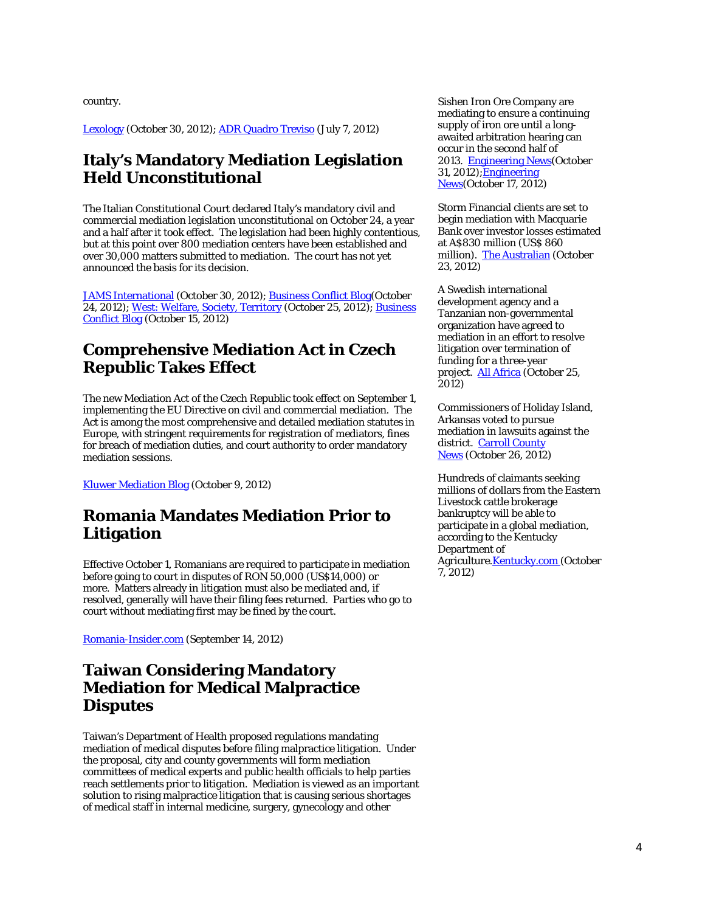country.

Lexology (October 30, 2012); ADR Quadro Treviso (July 7, 2012)

## Italy's Mandatory Mediation Legislation Held Unconstitutional

The Italian Constitutional Court declared Italy's mandatory civil and commercial mediation legislation unconstitutional on October 24, a year and a half after it took effect. The legislation had been highly contentious, but at this point over 800 mediation centers have been established and over 30,000 matters submitted to mediation. The court has not yet announced the basis for its decision.

JAMS International (October 30, 2012); Business Conflict Blog(October 24, 2012); West: Welfare, Society, Territory (October 25, 2012); Business Conflict Blog (October 15, 2012)

## Comprehensive Mediation Act in Czech Republic Takes Effect

The new Mediation Act of the Czech Republic took effect on September 1, implementing the EU Directive on civil and commercial mediation. The Act is among the most comprehensive and detailed mediation statutes in Europe, with stringent requirements for registration of mediators, fines for breach of mediation duties, and court authority to order mandatory mediation sessions.

Kluwer Mediation Blog (October 9, 2012)

## Romania Mandates Mediation Prior to Litigation

Effective October 1, Romanians are required to participate in mediation before going to court in disputes of RON 50,000 (US$14,000) or more. Matters already in litigation must also be mediated and, if resolved, generally will have their filing fees returned. Parties who go to court without mediating first may be fined by the court.

Romania-Insider.com (September 14, 2012)

## Taiwan Considering Mandatory Mediation for Medical Malpractice Disputes

Taiwan's Department of Health proposed regulations mandating mediation of medical disputes before filing malpractice litigation. Under the proposal, city and county governments will form mediation committees of medical experts and public health officials to help parties reach settlements prior to litigation. Mediation is viewed as an important solution to rising malpractice litigation that is causing serious shortages of medical staff in internal medicine, surgery, gynecology and other

Sishen Iron Ore Company are mediating to ensure a continuing supply of iron ore until a long-awaited arbitration hearing can occur in the second half of 2013. Engineering News(October 31, 2012);Engineering News(October 17, 2012)

Storm Financial clients are set to begin mediation with Macquarie Bank over investor losses estimated at A$830 million (US$ 860 million). The Australian (October 23, 2012)

A Swedish international development agency and a Tanzanian non-governmental organization have agreed to mediation in an effort to resolve litigation over termination of funding for a three-year project. All Africa (October 25, 2012)

Commissioners of Holiday Island, Arkansas voted to pursue mediation in lawsuits against the district. Carroll County News (October 26, 2012)

Hundreds of claimants seeking millions of dollars from the Eastern Livestock cattle brokerage bankruptcy will be able to participate in a global mediation, according to the Kentucky Department of Agriculture.Kentucky.com (October 7, 2012)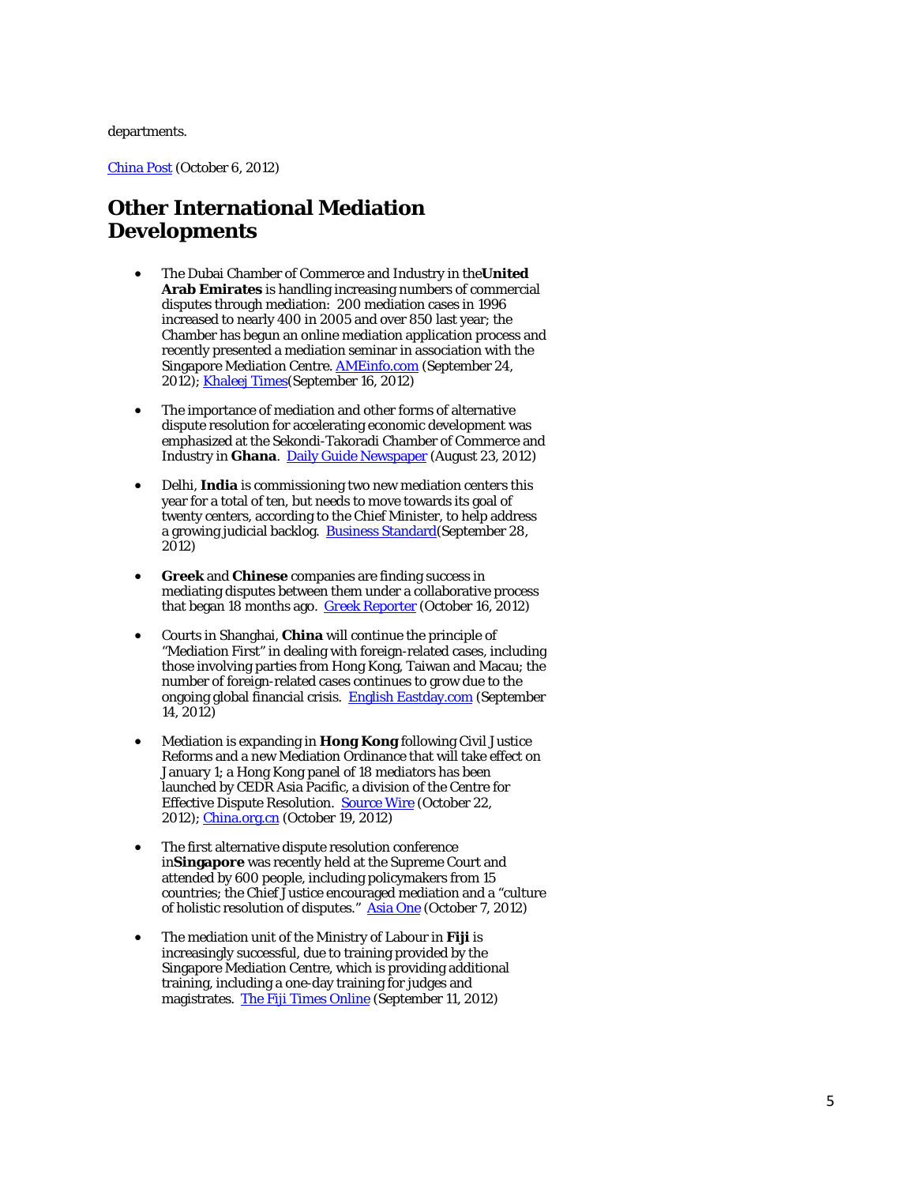departments.

China Post (October 6, 2012)

## Other International Mediation Developments

- The Dubai Chamber of Commerce and Industry in the **United Arab Emirates** is handling increasing numbers of commercial disputes through mediation: 200 mediation cases in 1996 increased to nearly 400 in 2005 and over 850 last year; the Chamber has begun an online mediation application process and recently presented a mediation seminar in association with the Singapore Mediation Centre. AMEinfo.com (September 24, 2012); Khaleej Times (September 16, 2012)

- The importance of mediation and other forms of alternative dispute resolution for accelerating economic development was emphasized at the Sekondi-Takoradi Chamber of Commerce and Industry in **Ghana**. Daily Guide Newspaper (August 23, 2012)

- Delhi, **India** is commissioning two new mediation centers this year for a total of ten, but needs to move towards its goal of twenty centers, according to the Chief Minister, to help address a growing judicial backlog. Business Standard (September 28, 2012)

- **Greek** and **Chinese** companies are finding success in mediating disputes between them under a collaborative process that began 18 months ago. Greek Reporter (October 16, 2012)

- Courts in Shanghai, **China** will continue the principle of "Mediation First" in dealing with foreign-related cases, including those involving parties from Hong Kong, Taiwan and Macau; the number of foreign-related cases continues to grow due to the ongoing global financial crisis. English Eastday.com (September 14, 2012)

- Mediation is expanding in **Hong Kong** following Civil Justice Reforms and a new Mediation Ordinance that will take effect on January 1; a Hong Kong panel of 18 mediators has been launched by CEDR Asia Pacific, a division of the Centre for Effective Dispute Resolution. Source Wire (October 22, 2012); China.org.cn (October 19, 2012)

- The first alternative dispute resolution conference in **Singapore** was recently held at the Supreme Court and attended by 600 people, including policymakers from 15 countries; the Chief Justice encouraged mediation and a "culture of holistic resolution of disputes." Asia One (October 7, 2012)

- The mediation unit of the Ministry of Labour in **Fiji** is increasingly successful, due to training provided by the Singapore Mediation Centre, which is providing additional training, including a one-day training for judges and magistrates. The Fiji Times Online (September 11, 2012)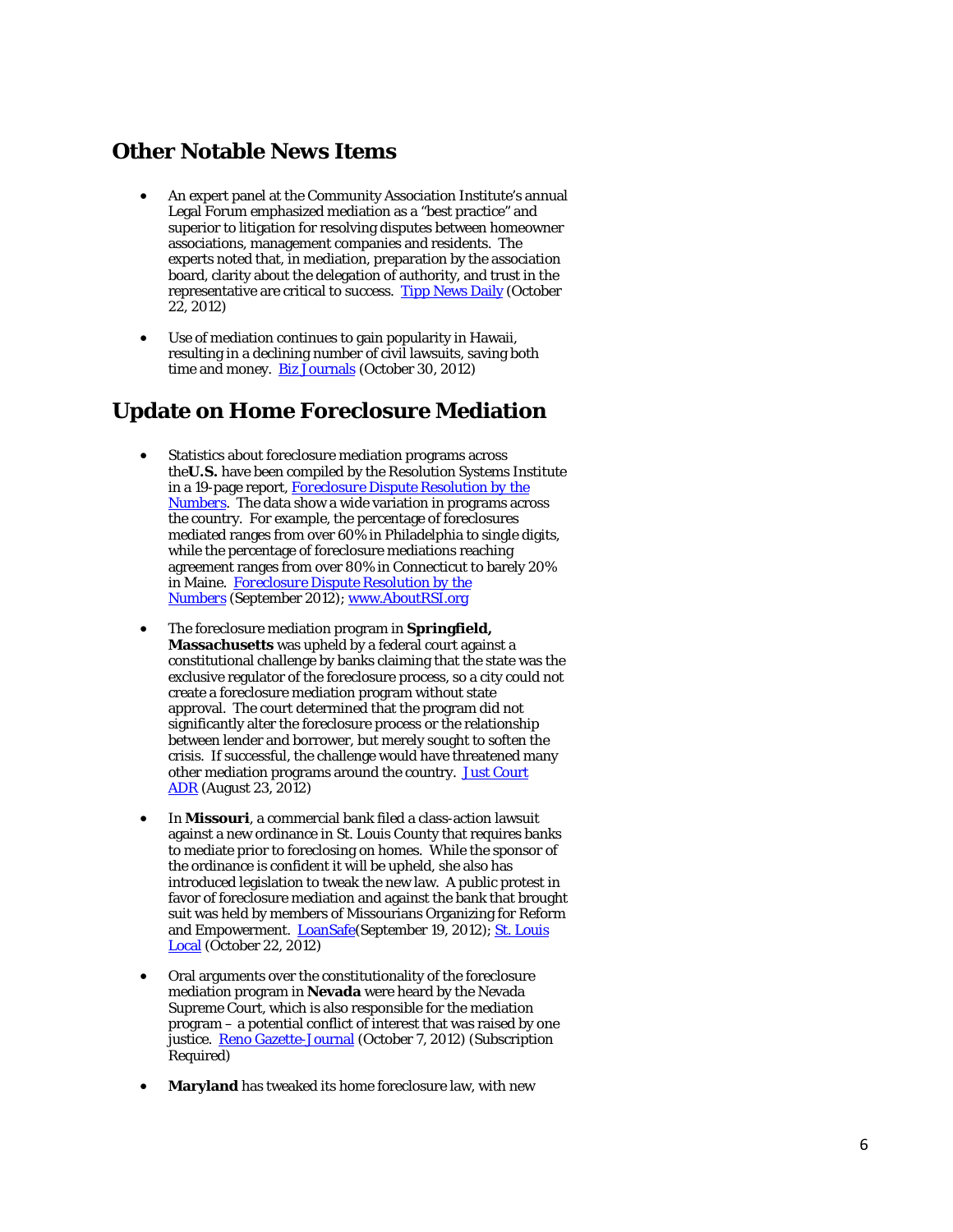## Other Notable News Items

- An expert panel at the Community Association Institute's annual Legal Forum emphasized mediation as a "best practice" and superior to litigation for resolving disputes between homeowner associations, management companies and residents. The experts noted that, in mediation, preparation by the association board, clarity about the delegation of authority, and trust in the representative are critical to success. [Tipp News Daily]() (October 22, 2012)

- Use of mediation continues to gain popularity in Hawaii, resulting in a declining number of civil lawsuits, saving both time and money. [Biz Journals]() (October 30, 2012)

## Update on Home Foreclosure Mediation

- Statistics about foreclosure mediation programs across the **U.S.** have been compiled by the Resolution Systems Institute in a 19-page report, *[Foreclosure Dispute Resolution by the Numbers]()*. The data show a wide variation in programs across the country. For example, the percentage of foreclosures mediated ranges from over 60% in Philadelphia to single digits, while the percentage of foreclosure mediations reaching agreement ranges from over 80% in Connecticut to barely 20% in Maine. *[Foreclosure Dispute Resolution by the Numbers]()* (September 2012); [www.AboutRSI.org]()

- The foreclosure mediation program in **Springfield, Massachusetts** was upheld by a federal court against a constitutional challenge by banks claiming that the state was the exclusive regulator of the foreclosure process, so a city could not create a foreclosure mediation program without state approval. The court determined that the program did not significantly alter the foreclosure process or the relationship between lender and borrower, but merely sought to soften the crisis. If successful, the challenge would have threatened many other mediation programs around the country. [Just Court ADR]() (August 23, 2012)

- In **Missouri**, a commercial bank filed a class-action lawsuit against a new ordinance in St. Louis County that requires banks to mediate prior to foreclosing on homes. While the sponsor of the ordinance is confident it will be upheld, she also has introduced legislation to tweak the new law. A public protest in favor of foreclosure mediation and against the bank that brought suit was held by members of Missourians Organizing for Reform and Empowerment. [LoanSafe]()(September 19, 2012); [St. Louis Local]() (October 22, 2012)

- Oral arguments over the constitutionality of the foreclosure mediation program in **Nevada** were heard by the Nevada Supreme Court, which is also responsible for the mediation program – a potential conflict of interest that was raised by one justice. [Reno Gazette-Journal]() (October 7, 2012) (Subscription Required)

- **Maryland** has tweaked its home foreclosure law, with new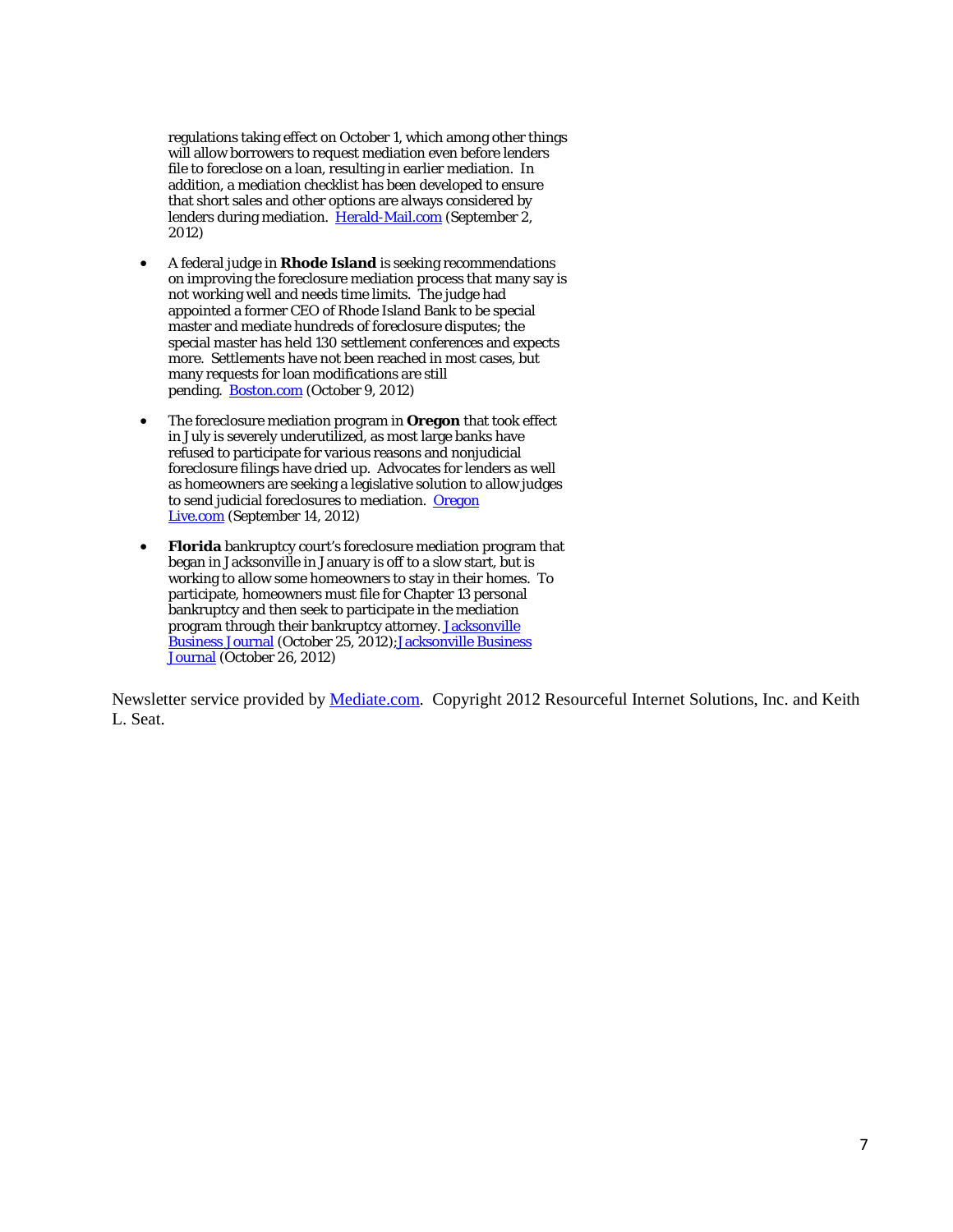regulations taking effect on October 1, which among other things will allow borrowers to request mediation even before lenders file to foreclose on a loan, resulting in earlier mediation. In addition, a mediation checklist has been developed to ensure that short sales and other options are always considered by lenders during mediation. [Herald-Mail.com](Herald-Mail.com) (September 2, 2012)

- A federal judge in **Rhode Island** is seeking recommendations on improving the foreclosure mediation process that many say is not working well and needs time limits. The judge had appointed a former CEO of Rhode Island Bank to be special master and mediate hundreds of foreclosure disputes; the special master has held 130 settlement conferences and expects more. Settlements have not been reached in most cases, but many requests for loan modifications are still pending. [Boston.com](Boston.com) (October 9, 2012)

- The foreclosure mediation program in **Oregon** that took effect in July is severely underutilized, as most large banks have refused to participate for various reasons and nonjudicial foreclosure filings have dried up. Advocates for lenders as well as homeowners are seeking a legislative solution to allow judges to send judicial foreclosures to mediation. [Oregon Live.com](Oregon Live.com) (September 14, 2012)

- **Florida** bankruptcy court's foreclosure mediation program that began in Jacksonville in January is off to a slow start, but is working to allow some homeowners to stay in their homes. To participate, homeowners must file for Chapter 13 personal bankruptcy and then seek to participate in the mediation program through their bankruptcy attorney. [Jacksonville Business Journal](Jacksonville Business Journal) (October 25, 2012);[Jacksonville Business Journal](Jacksonville Business Journal) (October 26, 2012)

Newsletter service provided by [Mediate.com](Mediate.com). Copyright 2012 Resourceful Internet Solutions, Inc. and Keith L. Seat.